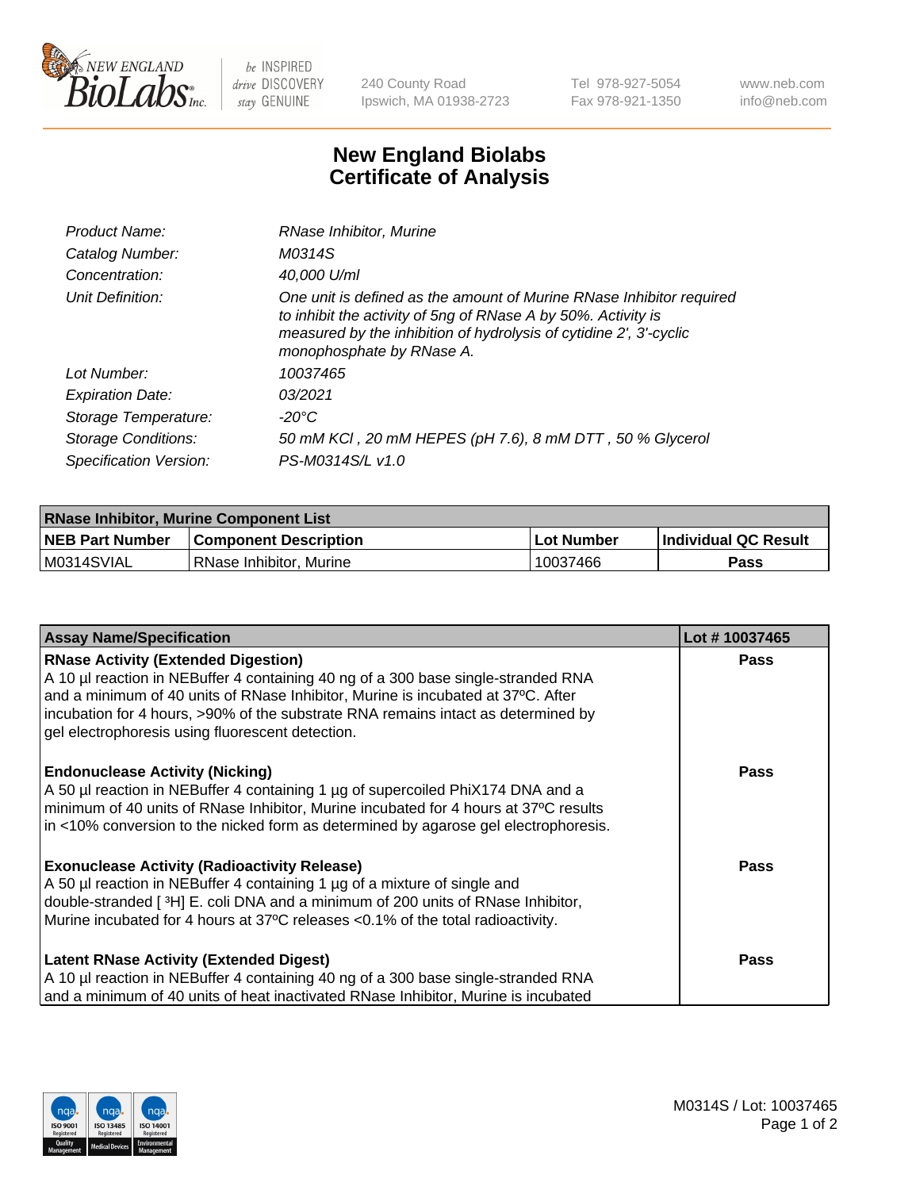# New England Biolabs Certificate of Analysis

| | |
|---|---|
| *Product Name:* | *RNase Inhibitor, Murine* |
| *Catalog Number:* | *M0314S* |
| *Concentration:* | *40,000 U/ml* |
| *Unit Definition:* | *One unit is defined as the amount of Murine RNase Inhibitor required to inhibit the activity of 5ng of RNase A by 50%. Activity is measured by the inhibition of hydrolysis of cytidine 2', 3'-cyclic monophosphate by RNase A.* |
| *Lot Number:* | *10037465* |
| *Expiration Date:* | *03/2021* |
| *Storage Temperature:* | *-20°C* |
| *Storage Conditions:* | *50 mM KCl , 20 mM HEPES (pH 7.6), 8 mM DTT , 50 % Glycerol* |
| *Specification Version:* | *PS-M0314S/L v1.0* |

| RNase Inhibitor, Murine Component List | | | |
|---|---|---|---|
| **NEB Part Number** | **Component Description** | **Lot Number** | **Individual QC Result** |
| M0314SVIAL | RNase Inhibitor, Murine | 10037466 | **Pass** |

| Assay Name/Specification | Lot # 10037465 |
|---|---|
| **RNase Activity (Extended Digestion)** A 10 µl reaction in NEBuffer 4 containing 40 ng of a 300 base single-stranded RNA and a minimum of 40 units of RNase Inhibitor, Murine is incubated at 37ºC. After incubation for 4 hours, >90% of the substrate RNA remains intact as determined by gel electrophoresis using fluorescent detection. | **Pass** |
| **Endonuclease Activity (Nicking)** A 50 µl reaction in NEBuffer 4 containing 1 µg of supercoiled PhiX174 DNA and a minimum of 40 units of RNase Inhibitor, Murine incubated for 4 hours at 37ºC results in <10% conversion to the nicked form as determined by agarose gel electrophoresis. | **Pass** |
| **Exonuclease Activity (Radioactivity Release)** A 50 µl reaction in NEBuffer 4 containing 1 µg of a mixture of single and double-stranded [ $^3$H] E. coli DNA and a minimum of 200 units of RNase Inhibitor, Murine incubated for 4 hours at 37ºC releases <0.1% of the total radioactivity. | **Pass** |
| **Latent RNase Activity (Extended Digest)** A 10 µl reaction in NEBuffer 4 containing 40 ng of a 300 base single-stranded RNA and a minimum of 40 units of heat inactivated RNase Inhibitor, Murine is incubated | **Pass** |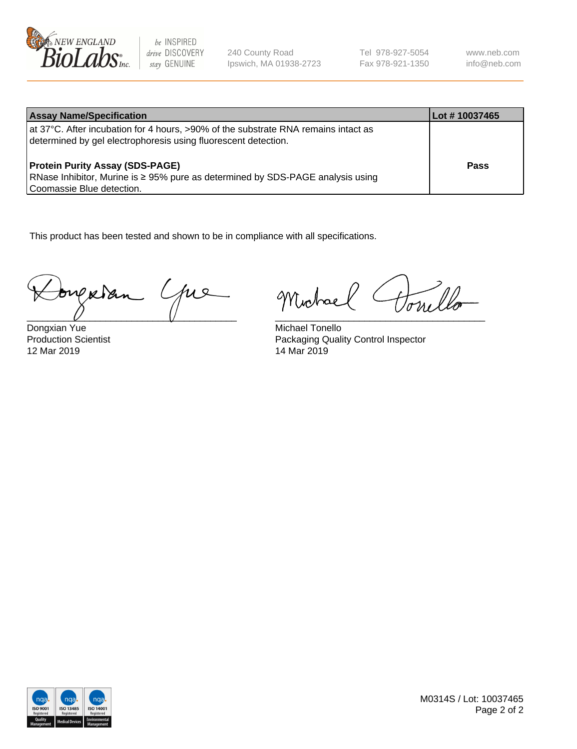| Assay Name/Specification | Lot # 10037465 |
| --- | --- |
| at 37°C. After incubation for 4 hours, >90% of the substrate RNA remains intact as determined by gel electrophoresis using fluorescent detection. | |
| **Protein Purity Assay (SDS-PAGE)**<br>RNase Inhibitor, Murine is ≥ 95% pure as determined by SDS-PAGE analysis using Coomassie Blue detection. | **Pass** |

This product has been tested and shown to be in compliance with all specifications.

Dongxian Yue
Production Scientist
12 Mar 2019

Michael Tonello
Packaging Quality Control Inspector
14 Mar 2019

M0314S / Lot: 10037465